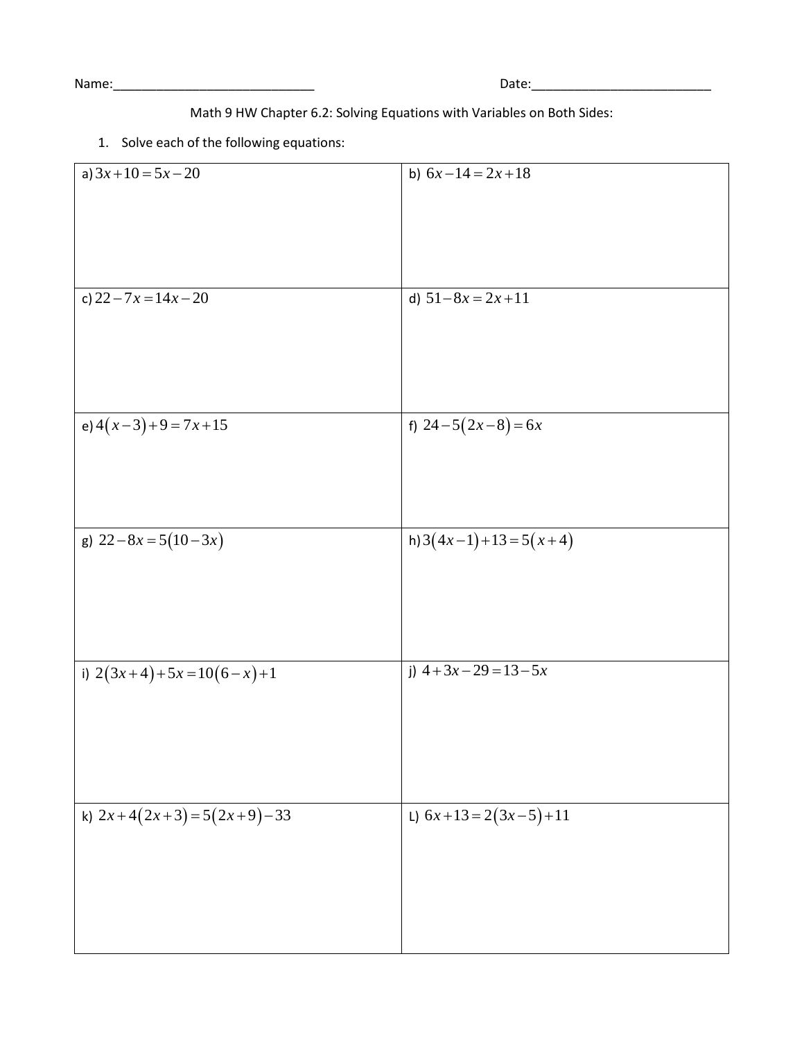Name:_____________________________ Date:__________________________

Math 9 HW Chapter 6.2: Solving Equations with Variables on Both Sides:

1. Solve each of the following equations:

| | |
|---|---|
| a) $3x+10=5x-20$ | b) $6x-14=2x+18$ |
| c) $22-7x=14x-20$ | d) $51-8x=2x+11$ |
| e) $4(x-3)+9=7x+15$ | f) $24-5(2x-8)=6x$ |
| g) $22-8x=5(10-3x)$ | h) $3(4x-1)+13=5(x+4)$ |
| i) $2(3x+4)+5x=10(6-x)+1$ | j) $4+3x-29=13-5x$ |
| k) $2x+4(2x+3)=5(2x+9)-33$ | L) $6x+13=2(3x-5)+11$ |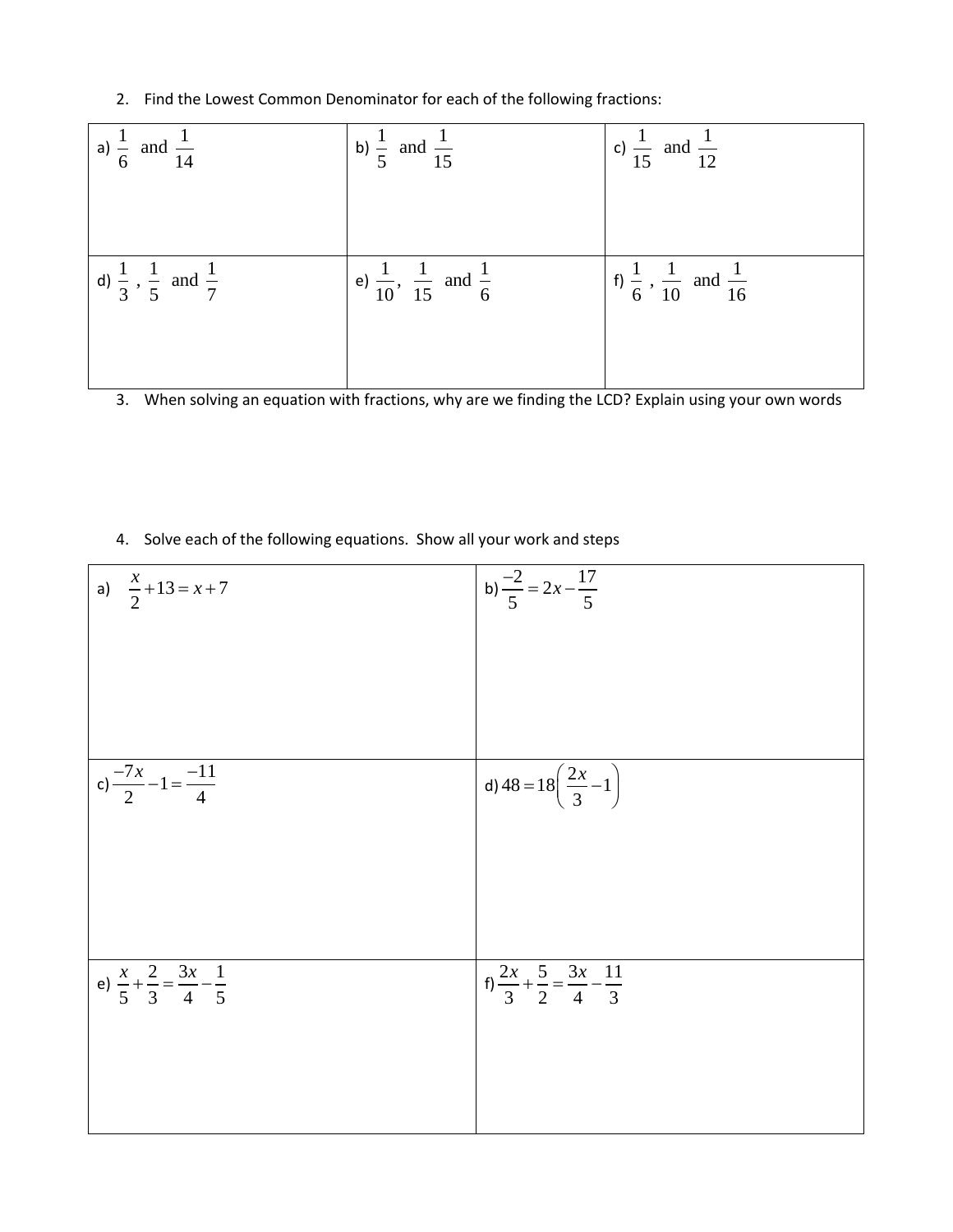2. Find the Lowest Common Denominator for each of the following fractions:

| | | |
|---|---|---|
| a) $\frac{1}{6}$ and $\frac{1}{14}$ | b) $\frac{1}{5}$ and $\frac{1}{15}$ | c) $\frac{1}{15}$ and $\frac{1}{12}$ |
| d) $\frac{1}{3}$, $\frac{1}{5}$ and $\frac{1}{7}$ | e) $\frac{1}{10}$, $\frac{1}{15}$ and $\frac{1}{6}$ | f) $\frac{1}{6}$, $\frac{1}{10}$ and $\frac{1}{16}$ |

3. When solving an equation with fractions, why are we finding the LCD? Explain using your own words

4. Solve each of the following equations. Show all your work and steps

| | |
|---|---|
| a) $\frac{x}{2}+13=x+7$ | b) $\frac{-2}{5}=2x-\frac{17}{5}$ |
| c) $\frac{-7x}{2}-1=\frac{-11}{4}$ | d) $48=18\left(\frac{2x}{3}-1\right)$ |
| e) $\frac{x}{5}+\frac{2}{3}=\frac{3x}{4}-\frac{1}{5}$ | f) $\frac{2x}{3}+\frac{5}{2}=\frac{3x}{4}-\frac{11}{3}$ |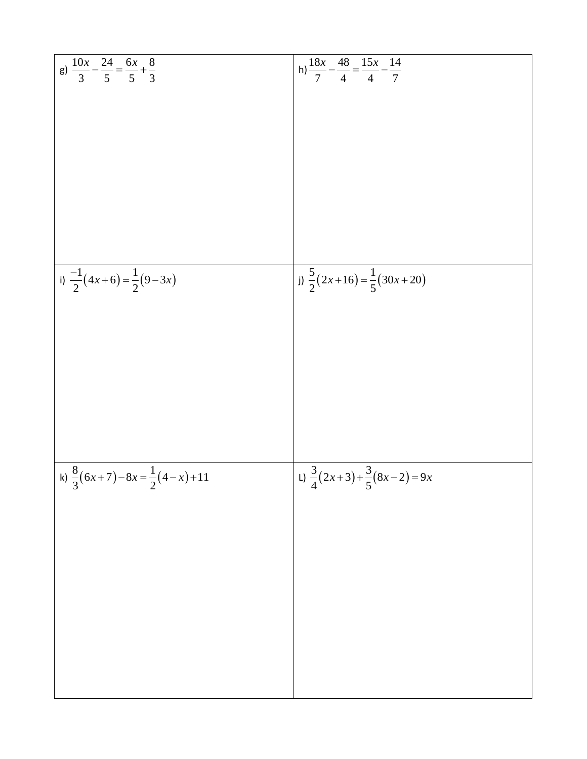g) $\frac{10x}{3} - \frac{24}{5} = \frac{6x}{5} + \frac{8}{3}$

h) $\frac{18x}{7} - \frac{48}{4} = \frac{15x}{4} - \frac{14}{7}$

i) $\frac{-1}{2}(4x + 6) = \frac{1}{2}(9 - 3x)$

j) $\frac{5}{2}(2x + 16) = \frac{1}{5}(30x + 20)$

k) $\frac{8}{3}(6x + 7) - 8x = \frac{1}{2}(4 - x) + 11$

L) $\frac{3}{4}(2x + 3) + \frac{3}{5}(8x - 2) = 9x$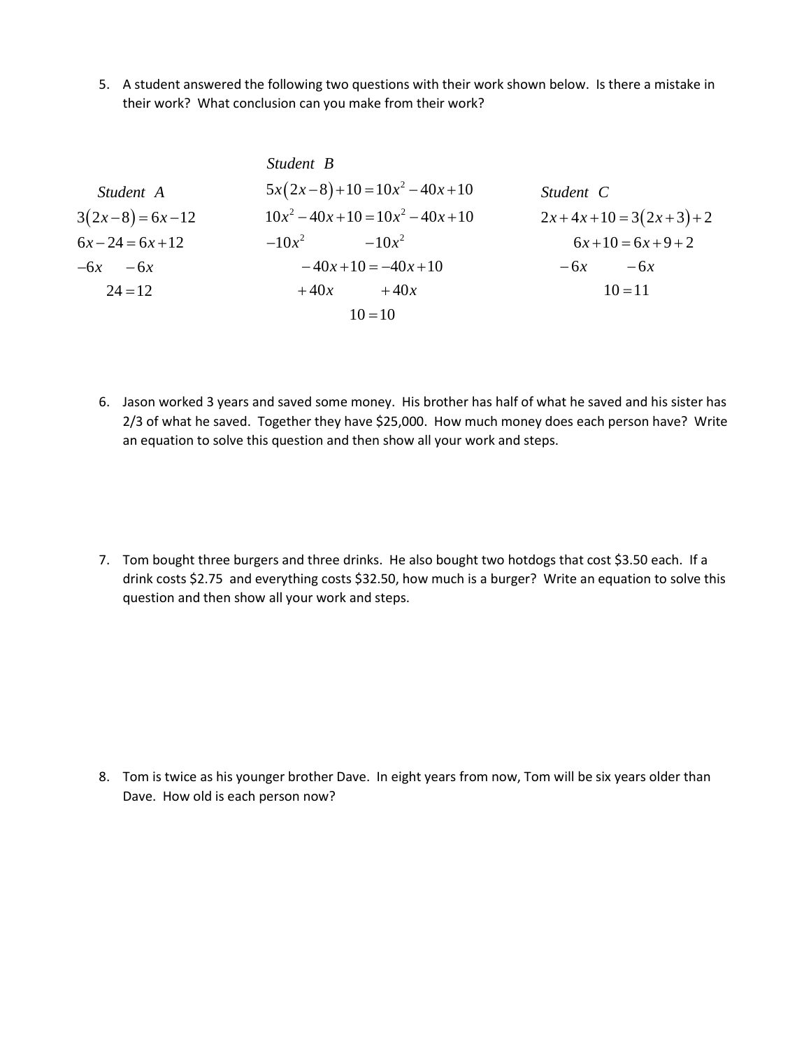5. A student answered the following two questions with their work shown below. Is there a mistake in their work? What conclusion can you make from their work?

*Student A*

$$3(2x-8)=6x-12$$
$$6x-24=6x+12$$
$$-6x \quad -6x$$
$$24=12$$

*Student B*

$$5x(2x-8)+10=10x^2-40x+10$$
$$10x^2-40x+10=10x^2-40x+10$$
$$-10x^2 \quad -10x^2$$
$$-40x+10=-40x+10$$
$$+40x \quad +40x$$
$$10=10$$

*Student C*

$$2x+4x+10=3(2x+3)+2$$
$$6x+10=6x+9+2$$
$$-6x \quad -6x$$
$$10=11$$

6. Jason worked 3 years and saved some money. His brother has half of what he saved and his sister has 2/3 of what he saved. Together they have $25,000. How much money does each person have? Write an equation to solve this question and then show all your work and steps.

7. Tom bought three burgers and three drinks. He also bought two hotdogs that cost $3.50 each. If a drink costs $2.75 and everything costs $32.50, how much is a burger? Write an equation to solve this question and then show all your work and steps.

8. Tom is twice as his younger brother Dave. In eight years from now, Tom will be six years older than Dave. How old is each person now?